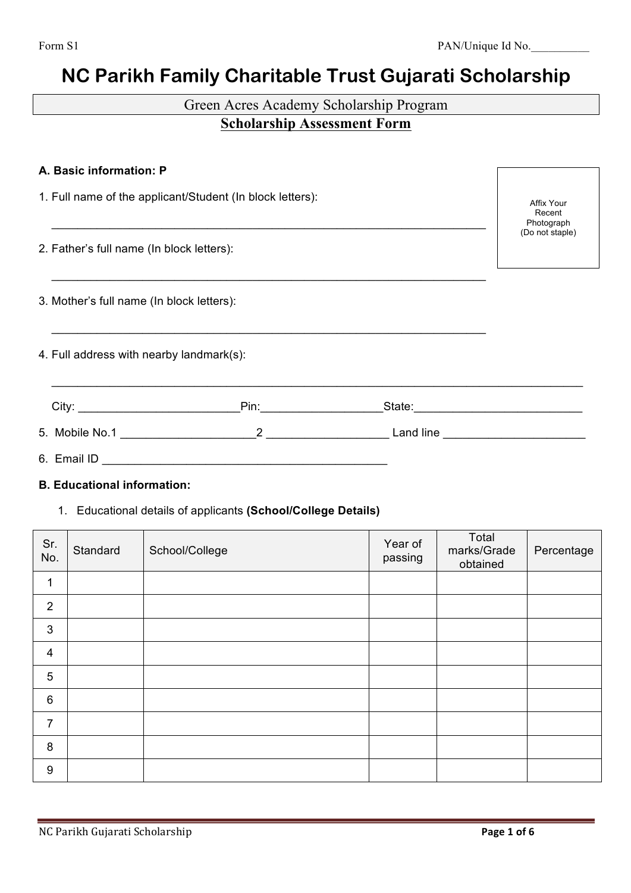Form S1 PAN/Unique Id No.__________

# NC Parikh Family Charitable Trust Gujarati Scholarship

Green Acres Academy Scholarship Program

## Scholarship Assessment Form

**A. Basic information: P**

Affix Your Recent Photograph (Do not staple)

1. Full name of the applicant/Student (In block letters):

_______________________________________________________________

2. Father's full name (In block letters):

_______________________________________________________________

3. Mother's full name (In block letters):

_______________________________________________________________

4. Full address with nearby landmark(s):

_______________________________________________________________

City: ________________________Pin:__________________State:__________________________

5. Mobile No.1 ____________________2 __________________ Land line _____________________

6. Email ID ____________________________________________

**B. Educational information:**

1. Educational details of applicants **(School/College Details)**

| Sr. No. | Standard | School/College | Year of passing | Total marks/Grade obtained | Percentage |
|---|---|---|---|---|---|
| 1 | | | | | |
| 2 | | | | | |
| 3 | | | | | |
| 4 | | | | | |
| 5 | | | | | |
| 6 | | | | | |
| 7 | | | | | |
| 8 | | | | | |
| 9 | | | | | |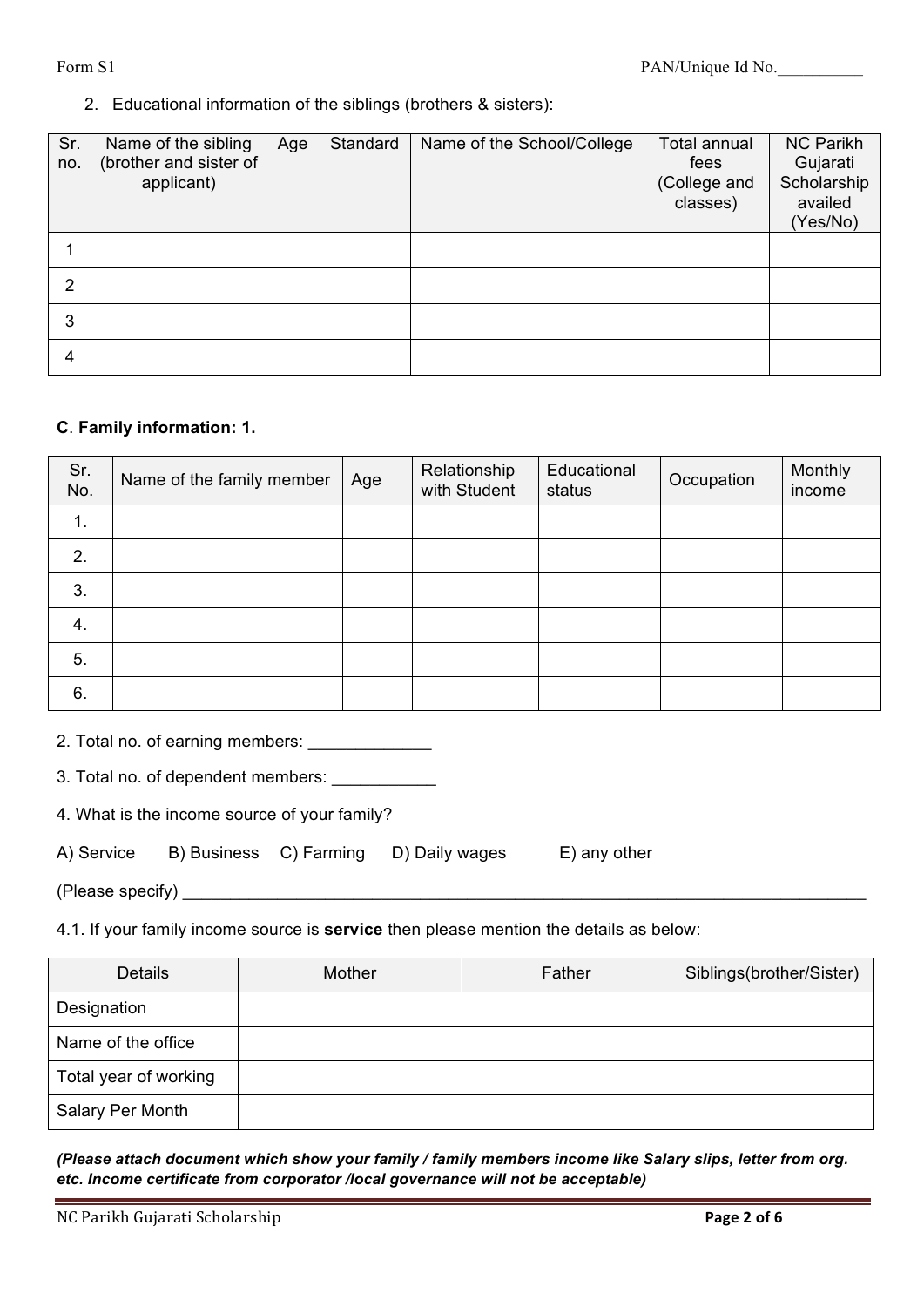2. Educational information of the siblings (brothers & sisters):

| Sr. no. | Name of the sibling (brother and sister of applicant) | Age | Standard | Name of the School/College | Total annual fees (College and classes) | NC Parikh Gujarati Scholarship availed (Yes/No) |
|---|---|---|---|---|---|---|
| 1 | | | | | | |
| 2 | | | | | | |
| 3 | | | | | | |
| 4 | | | | | | |

**C**. **Family information: 1.**

| Sr. No. | Name of the family member | Age | Relationship with Student | Educational status | Occupation | Monthly income |
|---|---|---|---|---|---|---|
| 1. | | | | | | |
| 2. | | | | | | |
| 3. | | | | | | |
| 4. | | | | | | |
| 5. | | | | | | |
| 6. | | | | | | |

2. Total no. of earning members: _____________

3. Total no. of dependent members: ___________

4. What is the income source of your family?

A) Service B) Business C) Farming D) Daily wages E) any other

(Please specify) ___________________________________________________________________________

4.1. If your family income source is **service** then please mention the details as below:

| Details | Mother | Father | Siblings(brother/Sister) |
|---|---|---|---|
| Designation | | | |
| Name of the office | | | |
| Total year of working | | | |
| Salary Per Month | | | |

***(Please attach document which show your family / family members income like Salary slips, letter from org. etc. Income certificate from corporator /local governance will not be acceptable)***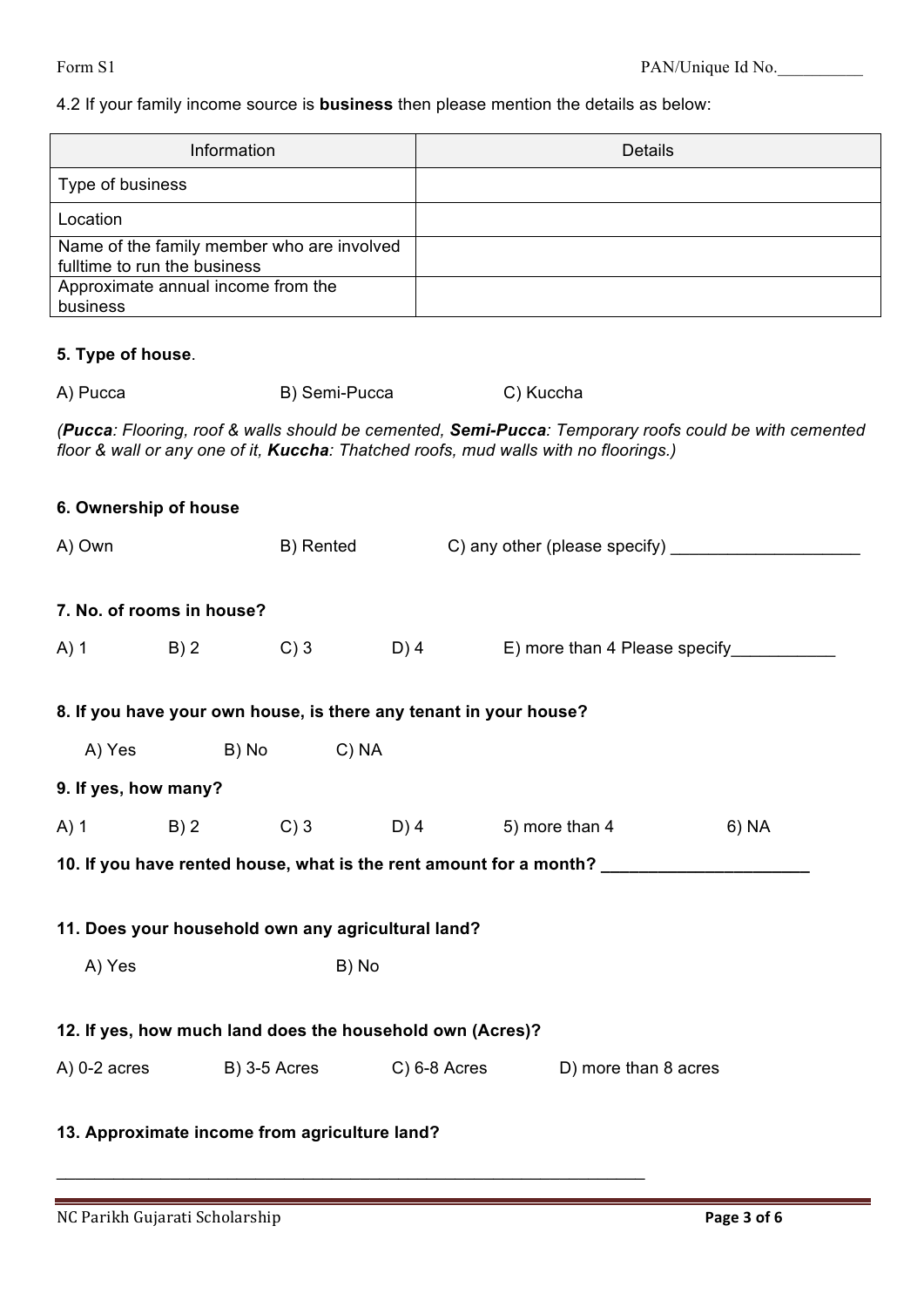4.2 If your family income source is **business** then please mention the details as below:

| Information | Details |
|---|---|
| Type of business | |
| Location | |
| Name of the family member who are involved fulltime to run the business | |
| Approximate annual income from the business | |

**5. Type of house**.

A) Pucca B) Semi-Pucca C) Kuccha

*(**Pucca**: Flooring, roof & walls should be cemented, **Semi-Pucca**: Temporary roofs could be with cemented floor & wall or any one of it, **Kuccha**: Thatched roofs, mud walls with no floorings.)*

**6. Ownership of house**

A) Own B) Rented C) any other (please specify) ____________________

**7. No. of rooms in house?**

A) 1 B) 2 C) 3 D) 4 E) more than 4 Please specify___________

**8. If you have your own house, is there any tenant in your house?**

A) Yes B) No C) NA

**9. If yes, how many?**

A) 1 B) 2 C) 3 D) 4 5) more than 4 6) NA

**10. If you have rented house, what is the rent amount for a month? ______________________**

**11. Does your household own any agricultural land?**

A) Yes B) No

**12. If yes, how much land does the household own (Acres)?**

A) 0-2 acres B) 3-5 Acres C) 6-8 Acres D) more than 8 acres

**13. Approximate income from agriculture land?**

_________________________________________________________________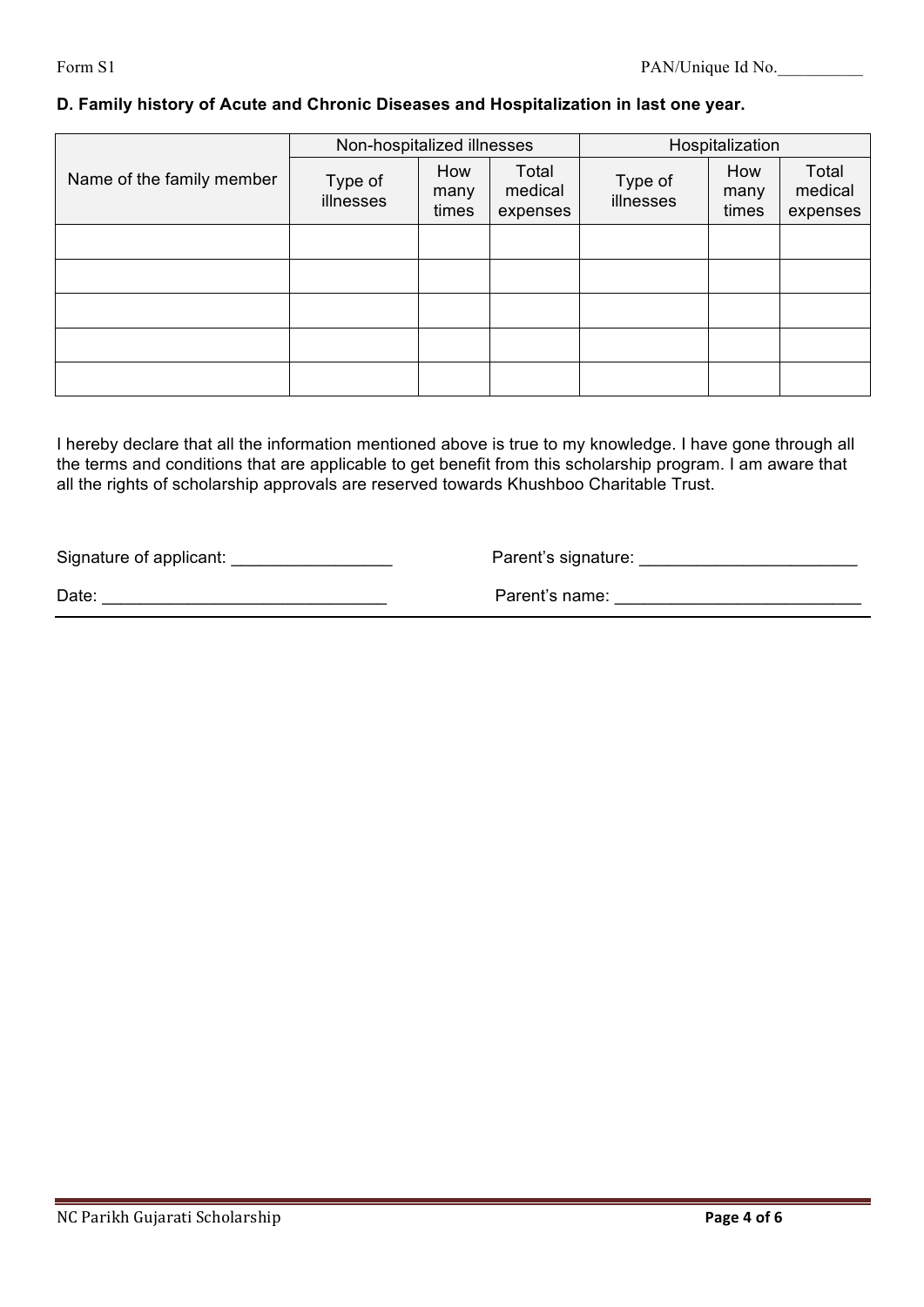Form S1 PAN/Unique Id No.__________

**D. Family history of Acute and Chronic Diseases and Hospitalization in last one year.**

| Name of the family member | Non-hospitalized illnesses | | | Hospitalization | | |
|---|---|---|---|---|---|---|
| | Type of illnesses | How many times | Total medical expenses | Type of illnesses | How many times | Total medical expenses |
| | | | | | | |
| | | | | | | |
| | | | | | | |
| | | | | | | |
| | | | | | | |

I hereby declare that all the information mentioned above is true to my knowledge. I have gone through all the terms and conditions that are applicable to get benefit from this scholarship program. I am aware that all the rights of scholarship approvals are reserved towards Khushboo Charitable Trust.

Signature of applicant: _________________ Parent's signature: _______________________

Date: ______________________________ Parent's name: __________________________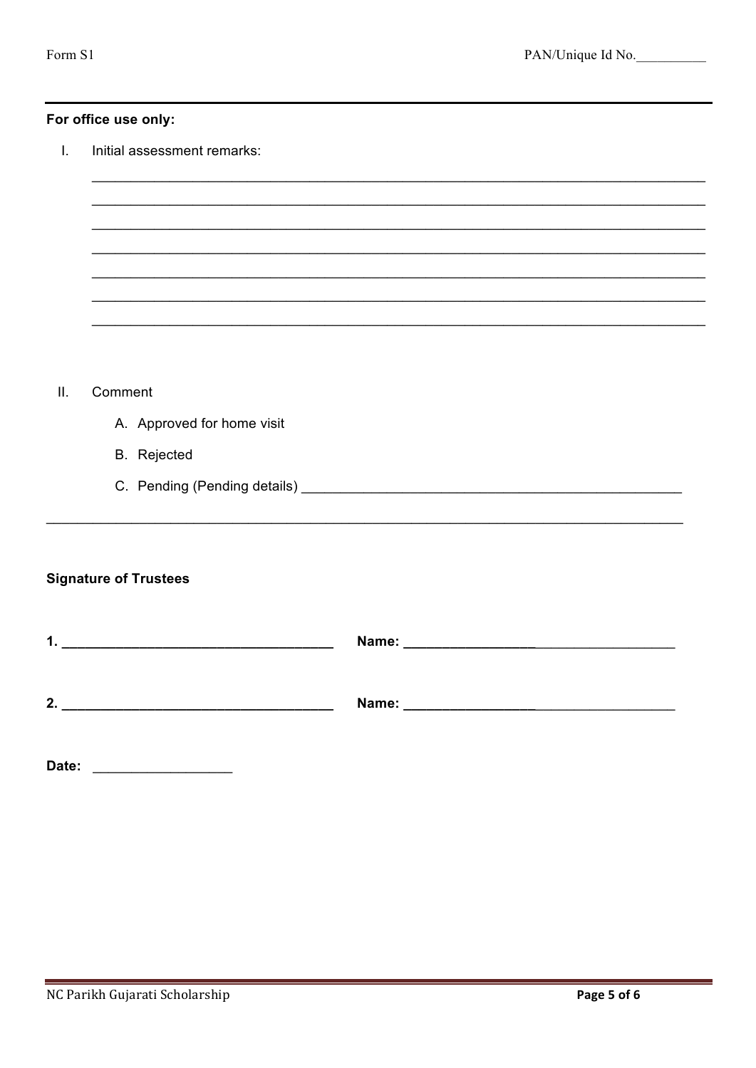Form S1 PAN/Unique Id No.__________

**For office use only:**

I. Initial assessment remarks:

________________________________________________________________________________
________________________________________________________________________________
________________________________________________________________________________
________________________________________________________________________________
________________________________________________________________________________
________________________________________________________________________________
________________________________________________________________________________

II. Comment

   A. Approved for home visit

   B. Rejected

   C. Pending (Pending details) ________________________________________________

________________________________________________________________________________

**Signature of Trustees**

**1. ___________________________________ Name: ___________________________________**

**2. ___________________________________ Name: ___________________________________**

**Date:** __________________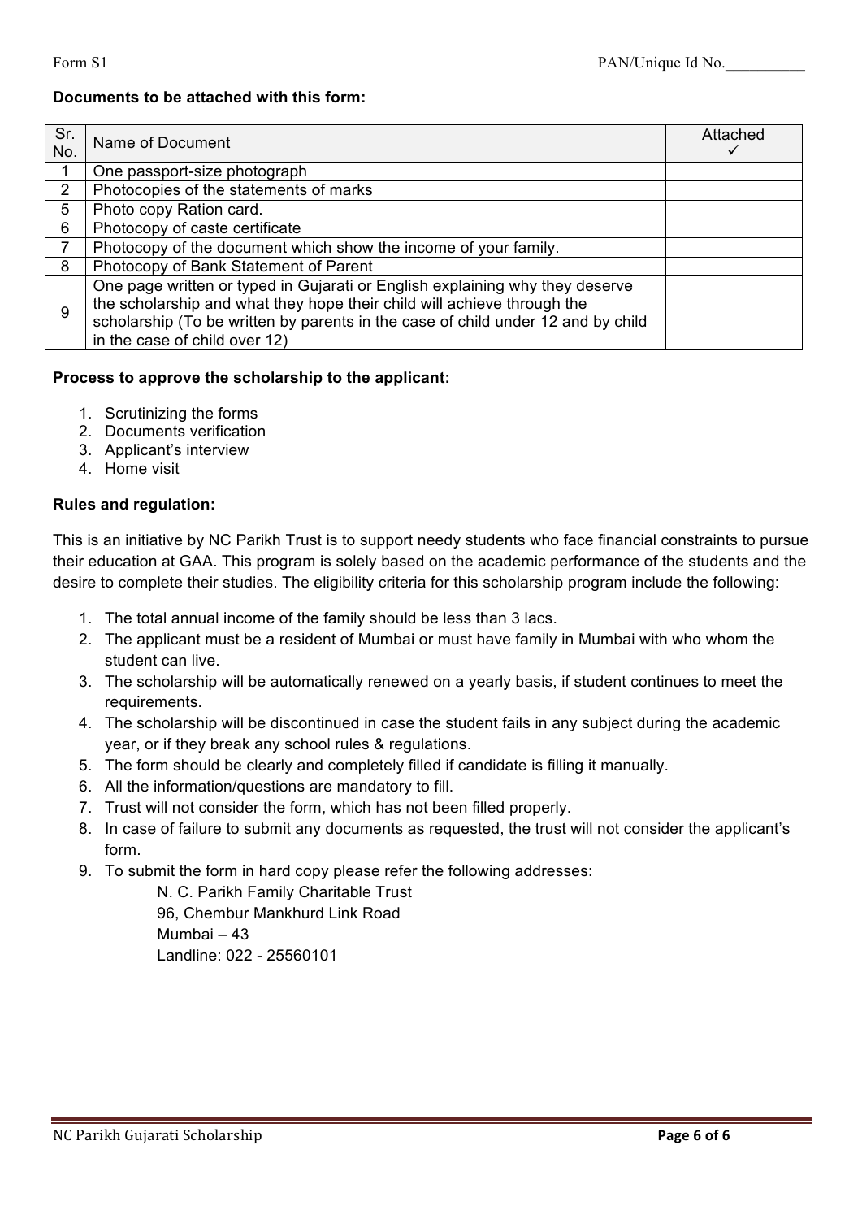Form S1 PAN/Unique Id No.__________

**Documents to be attached with this form:**

| Sr. No. | Name of Document | Attached ✓ |
|---|---|---|
| 1 | One passport-size photograph | |
| 2 | Photocopies of the statements of marks | |
| 5 | Photo copy Ration card. | |
| 6 | Photocopy of caste certificate | |
| 7 | Photocopy of the document which show the income of your family. | |
| 8 | Photocopy of Bank Statement of Parent | |
| 9 | One page written or typed in Gujarati or English explaining why they deserve the scholarship and what they hope their child will achieve through the scholarship (To be written by parents in the case of child under 12 and by child in the case of child over 12) | |

**Process to approve the scholarship to the applicant:**

1. Scrutinizing the forms
2. Documents verification
3. Applicant's interview
4. Home visit

**Rules and regulation:**

This is an initiative by NC Parikh Trust is to support needy students who face financial constraints to pursue their education at GAA. This program is solely based on the academic performance of the students and the desire to complete their studies. The eligibility criteria for this scholarship program include the following:

1. The total annual income of the family should be less than 3 lacs.
2. The applicant must be a resident of Mumbai or must have family in Mumbai with who whom the student can live.
3. The scholarship will be automatically renewed on a yearly basis, if student continues to meet the requirements.
4. The scholarship will be discontinued in case the student fails in any subject during the academic year, or if they break any school rules & regulations.
5. The form should be clearly and completely filled if candidate is filling it manually.
6. All the information/questions are mandatory to fill.
7. Trust will not consider the form, which has not been filled properly.
8. In case of failure to submit any documents as requested, the trust will not consider the applicant's form.
9. To submit the form in hard copy please refer the following addresses:

   N. C. Parikh Family Charitable Trust
   96, Chembur Mankhurd Link Road
   Mumbai – 43
   Landline: 022 - 25560101